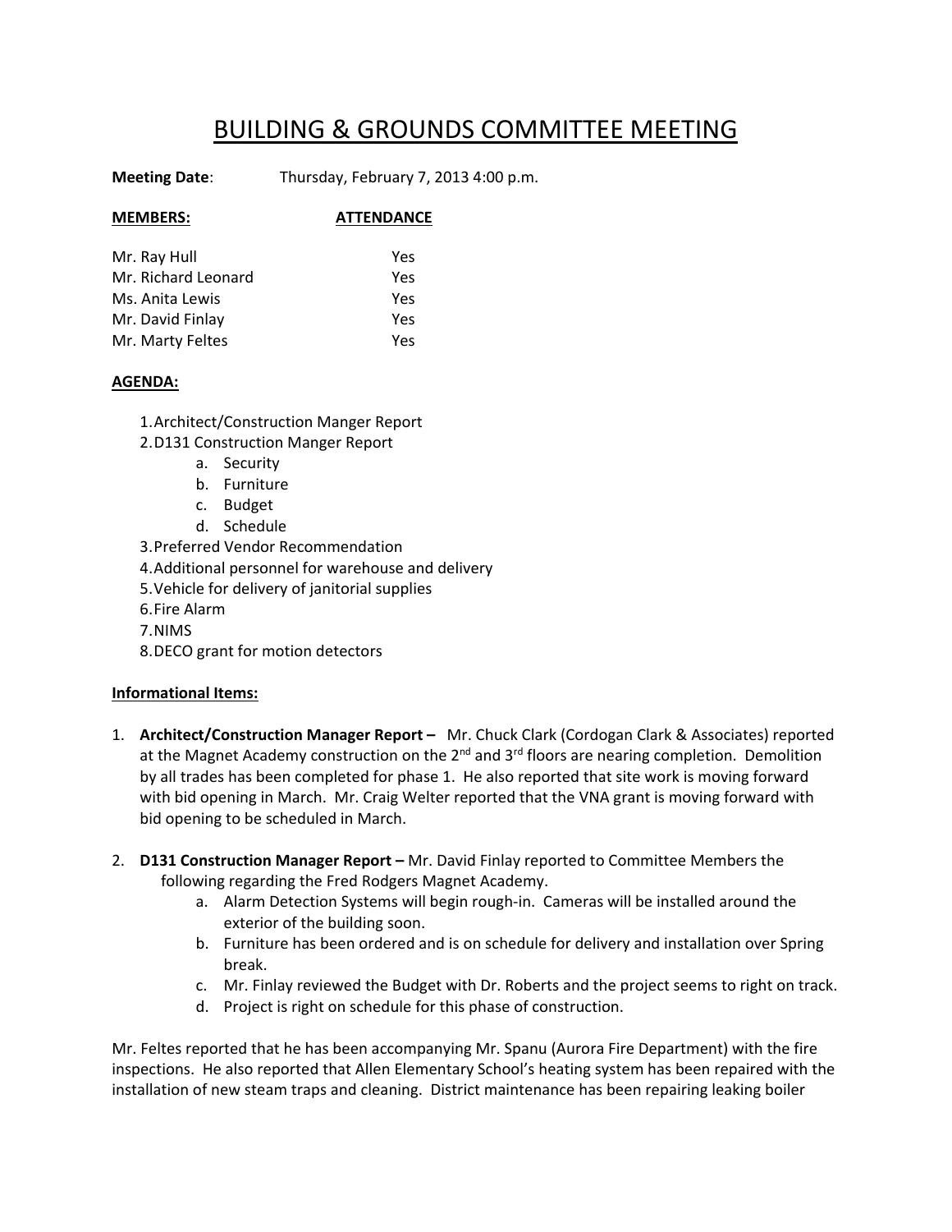# BUILDING & GROUNDS COMMITTEE MEETING

**Meeting Date**: Thursday, February 7, 2013 4:00 p.m.

| **MEMBERS:** | **ATTENDANCE** |
| --- | --- |
| Mr. Ray Hull | Yes |
| Mr. Richard Leonard | Yes |
| Ms. Anita Lewis | Yes |
| Mr. David Finlay | Yes |
| Mr. Marty Feltes | Yes |

**AGENDA:**

1. Architect/Construction Manger Report
2. D131 Construction Manger Report
   a. Security
   b. Furniture
   c. Budget
   d. Schedule
3. Preferred Vendor Recommendation
4. Additional personnel for warehouse and delivery
5. Vehicle for delivery of janitorial supplies
6. Fire Alarm
7. NIMS
8. DECO grant for motion detectors

**Informational Items:**

1. **Architect/Construction Manager Report –** Mr. Chuck Clark (Cordogan Clark & Associates) reported at the Magnet Academy construction on the 2nd and 3rd floors are nearing completion. Demolition by all trades has been completed for phase 1. He also reported that site work is moving forward with bid opening in March. Mr. Craig Welter reported that the VNA grant is moving forward with bid opening to be scheduled in March.

2. **D131 Construction Manager Report –** Mr. David Finlay reported to Committee Members the following regarding the Fred Rodgers Magnet Academy.
   a. Alarm Detection Systems will begin rough-in. Cameras will be installed around the exterior of the building soon.
   b. Furniture has been ordered and is on schedule for delivery and installation over Spring break.
   c. Mr. Finlay reviewed the Budget with Dr. Roberts and the project seems to right on track.
   d. Project is right on schedule for this phase of construction.

Mr. Feltes reported that he has been accompanying Mr. Spanu (Aurora Fire Department) with the fire inspections. He also reported that Allen Elementary School's heating system has been repaired with the installation of new steam traps and cleaning. District maintenance has been repairing leaking boiler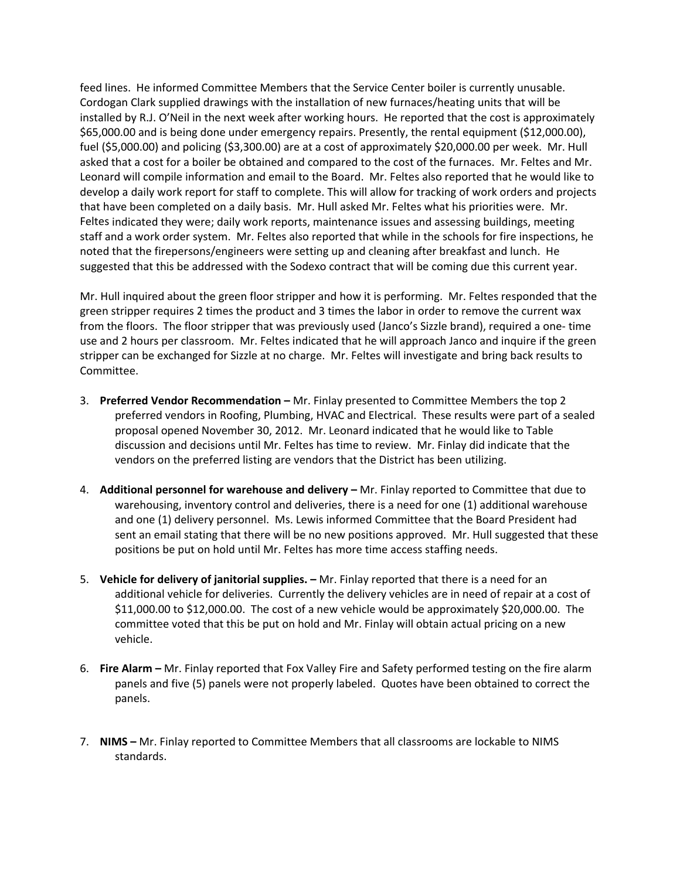feed lines. He informed Committee Members that the Service Center boiler is currently unusable. Cordogan Clark supplied drawings with the installation of new furnaces/heating units that will be installed by R.J. O'Neil in the next week after working hours. He reported that the cost is approximately $65,000.00 and is being done under emergency repairs. Presently, the rental equipment ($12,000.00), fuel ($5,000.00) and policing ($3,300.00) are at a cost of approximately $20,000.00 per week. Mr. Hull asked that a cost for a boiler be obtained and compared to the cost of the furnaces. Mr. Feltes and Mr. Leonard will compile information and email to the Board. Mr. Feltes also reported that he would like to develop a daily work report for staff to complete. This will allow for tracking of work orders and projects that have been completed on a daily basis. Mr. Hull asked Mr. Feltes what his priorities were. Mr. Feltes indicated they were; daily work reports, maintenance issues and assessing buildings, meeting staff and a work order system. Mr. Feltes also reported that while in the schools for fire inspections, he noted that the firepersons/engineers were setting up and cleaning after breakfast and lunch. He suggested that this be addressed with the Sodexo contract that will be coming due this current year.

Mr. Hull inquired about the green floor stripper and how it is performing. Mr. Feltes responded that the green stripper requires 2 times the product and 3 times the labor in order to remove the current wax from the floors. The floor stripper that was previously used (Janco's Sizzle brand), required a one- time use and 2 hours per classroom. Mr. Feltes indicated that he will approach Janco and inquire if the green stripper can be exchanged for Sizzle at no charge. Mr. Feltes will investigate and bring back results to Committee.

3. **Preferred Vendor Recommendation –** Mr. Finlay presented to Committee Members the top 2 preferred vendors in Roofing, Plumbing, HVAC and Electrical. These results were part of a sealed proposal opened November 30, 2012. Mr. Leonard indicated that he would like to Table discussion and decisions until Mr. Feltes has time to review. Mr. Finlay did indicate that the vendors on the preferred listing are vendors that the District has been utilizing.

4. **Additional personnel for warehouse and delivery –** Mr. Finlay reported to Committee that due to warehousing, inventory control and deliveries, there is a need for one (1) additional warehouse and one (1) delivery personnel. Ms. Lewis informed Committee that the Board President had sent an email stating that there will be no new positions approved. Mr. Hull suggested that these positions be put on hold until Mr. Feltes has more time access staffing needs.

5. **Vehicle for delivery of janitorial supplies. –** Mr. Finlay reported that there is a need for an additional vehicle for deliveries. Currently the delivery vehicles are in need of repair at a cost of $11,000.00 to $12,000.00. The cost of a new vehicle would be approximately $20,000.00. The committee voted that this be put on hold and Mr. Finlay will obtain actual pricing on a new vehicle.

6. **Fire Alarm –** Mr. Finlay reported that Fox Valley Fire and Safety performed testing on the fire alarm panels and five (5) panels were not properly labeled. Quotes have been obtained to correct the panels.

7. **NIMS –** Mr. Finlay reported to Committee Members that all classrooms are lockable to NIMS standards.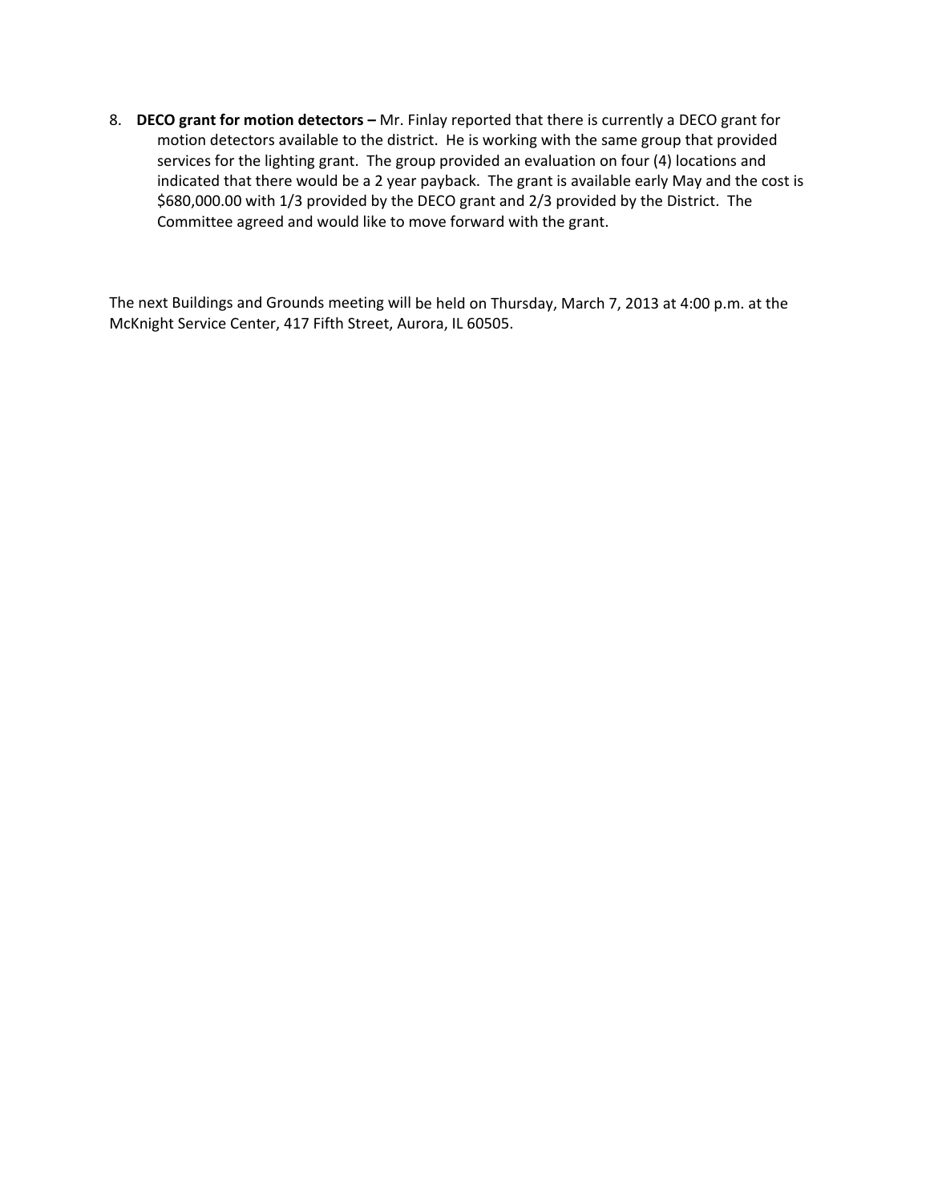8. **DECO grant for motion detectors –** Mr. Finlay reported that there is currently a DECO grant for motion detectors available to the district. He is working with the same group that provided services for the lighting grant. The group provided an evaluation on four (4) locations and indicated that there would be a 2 year payback. The grant is available early May and the cost is $680,000.00 with 1/3 provided by the DECO grant and 2/3 provided by the District. The Committee agreed and would like to move forward with the grant.

The next Buildings and Grounds meeting will be held on Thursday, March 7, 2013 at 4:00 p.m. at the McKnight Service Center, 417 Fifth Street, Aurora, IL 60505.